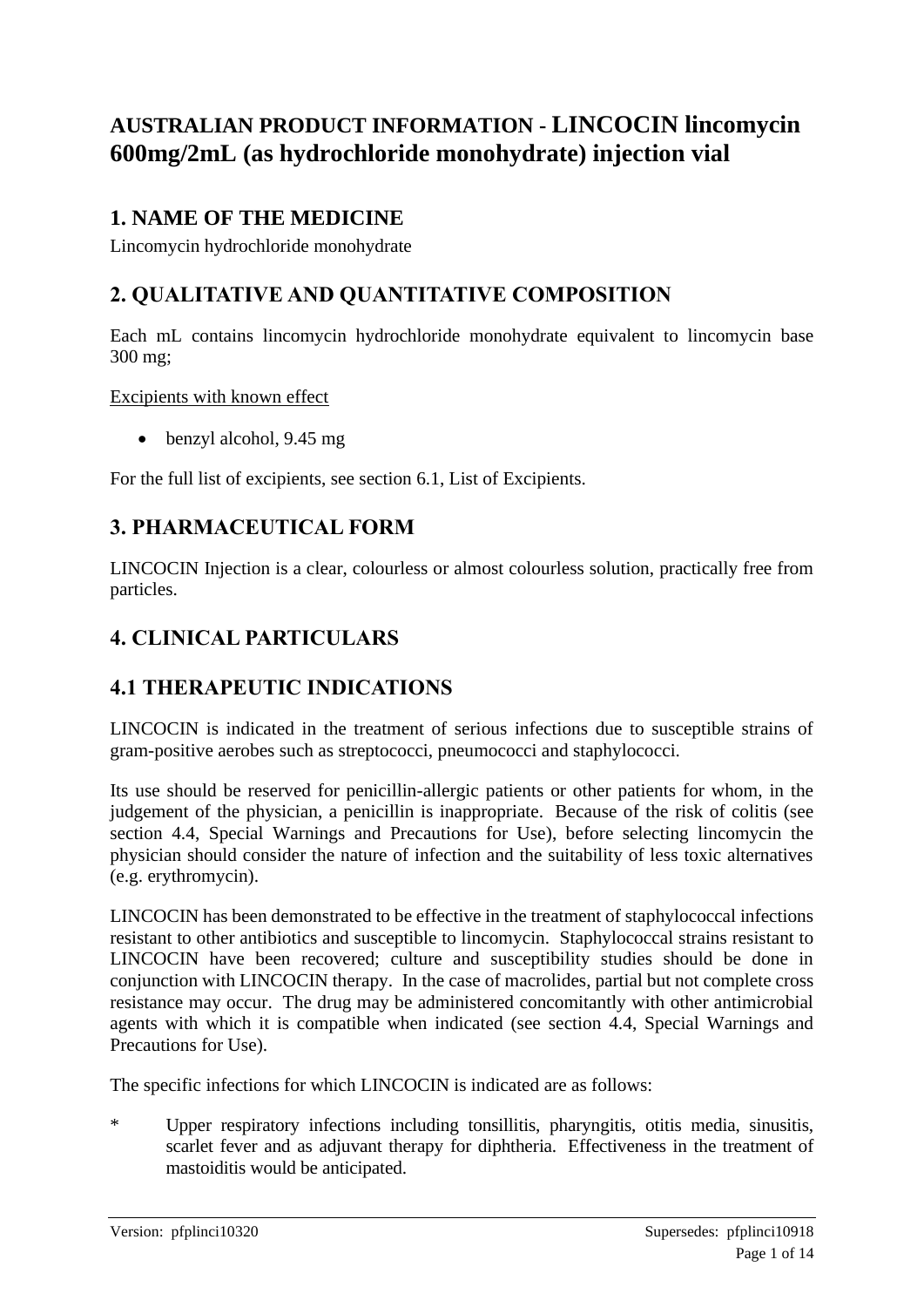# AUSTRALIAN PRODUCT INFORMATION - LINCOCIN lincomycin 600mg/2mL (as hydrochloride monohydrate) injection vial

## 1. NAME OF THE MEDICINE

Lincomycin hydrochloride monohydrate

## 2. QUALITATIVE AND QUANTITATIVE COMPOSITION

Each mL contains lincomycin hydrochloride monohydrate equivalent to lincomycin base 300 mg;

Excipients with known effect

- benzyl alcohol, 9.45 mg

For the full list of excipients, see section 6.1, List of Excipients.

## 3. PHARMACEUTICAL FORM

LINCOCIN Injection is a clear, colourless or almost colourless solution, practically free from particles.

## 4. CLINICAL PARTICULARS

## 4.1 THERAPEUTIC INDICATIONS

LINCOCIN is indicated in the treatment of serious infections due to susceptible strains of gram-positive aerobes such as streptococci, pneumococci and staphylococci.

Its use should be reserved for penicillin-allergic patients or other patients for whom, in the judgement of the physician, a penicillin is inappropriate. Because of the risk of colitis (see section 4.4, Special Warnings and Precautions for Use), before selecting lincomycin the physician should consider the nature of infection and the suitability of less toxic alternatives (e.g. erythromycin).

LINCOCIN has been demonstrated to be effective in the treatment of staphylococcal infections resistant to other antibiotics and susceptible to lincomycin. Staphylococcal strains resistant to LINCOCIN have been recovered; culture and susceptibility studies should be done in conjunction with LINCOCIN therapy. In the case of macrolides, partial but not complete cross resistance may occur. The drug may be administered concomitantly with other antimicrobial agents with which it is compatible when indicated (see section 4.4, Special Warnings and Precautions for Use).

The specific infections for which LINCOCIN is indicated are as follows:

\* Upper respiratory infections including tonsillitis, pharyngitis, otitis media, sinusitis, scarlet fever and as adjuvant therapy for diphtheria. Effectiveness in the treatment of mastoiditis would be anticipated.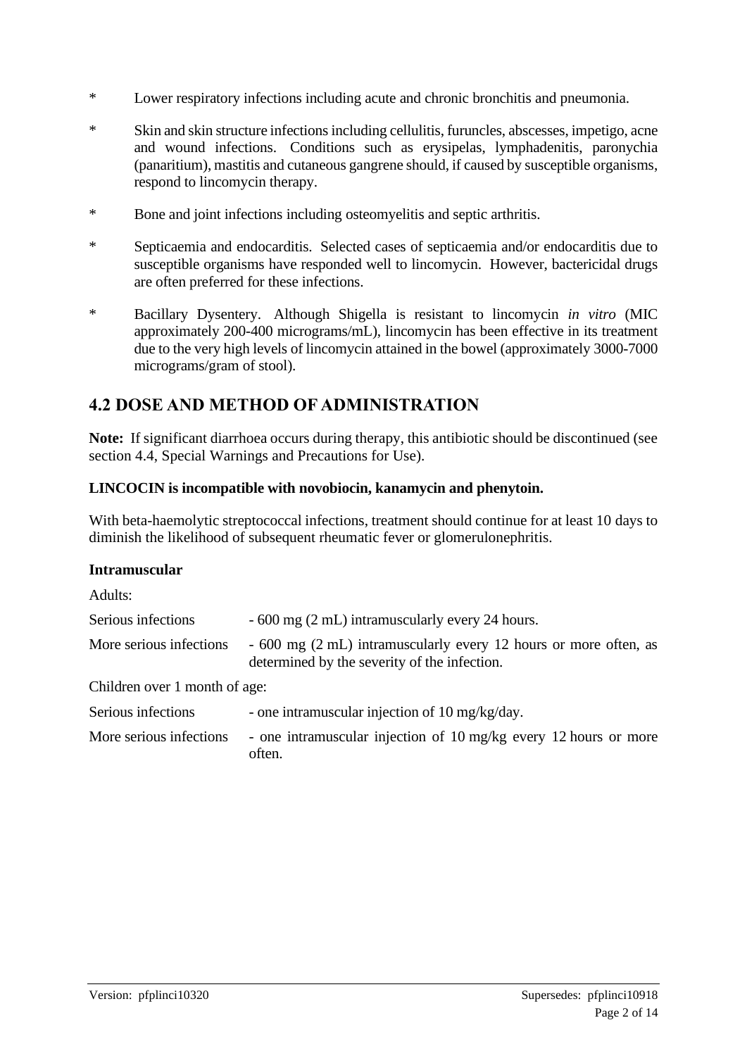* Lower respiratory infections including acute and chronic bronchitis and pneumonia.

* Skin and skin structure infections including cellulitis, furuncles, abscesses, impetigo, acne and wound infections. Conditions such as erysipelas, lymphadenitis, paronychia (panaritium), mastitis and cutaneous gangrene should, if caused by susceptible organisms, respond to lincomycin therapy.

* Bone and joint infections including osteomyelitis and septic arthritis.

* Septicaemia and endocarditis. Selected cases of septicaemia and/or endocarditis due to susceptible organisms have responded well to lincomycin. However, bactericidal drugs are often preferred for these infections.

* Bacillary Dysentery. Although Shigella is resistant to lincomycin *in vitro* (MIC approximately 200-400 micrograms/mL), lincomycin has been effective in its treatment due to the very high levels of lincomycin attained in the bowel (approximately 3000-7000 micrograms/gram of stool).

## 4.2 DOSE AND METHOD OF ADMINISTRATION

**Note:** If significant diarrhoea occurs during therapy, this antibiotic should be discontinued (see section 4.4, Special Warnings and Precautions for Use).

**LINCOCIN is incompatible with novobiocin, kanamycin and phenytoin.**

With beta-haemolytic streptococcal infections, treatment should continue for at least 10 days to diminish the likelihood of subsequent rheumatic fever or glomerulonephritis.

### Intramuscular

Adults:

| | |
|---|---|
| Serious infections | - 600 mg (2 mL) intramuscularly every 24 hours. |
| More serious infections | - 600 mg (2 mL) intramuscularly every 12 hours or more often, as determined by the severity of the infection. |

Children over 1 month of age:

| | |
|---|---|
| Serious infections | - one intramuscular injection of 10 mg/kg/day. |
| More serious infections | - one intramuscular injection of 10 mg/kg every 12 hours or more often. |

Version: pfplinci10320 Supersedes: pfplinci10918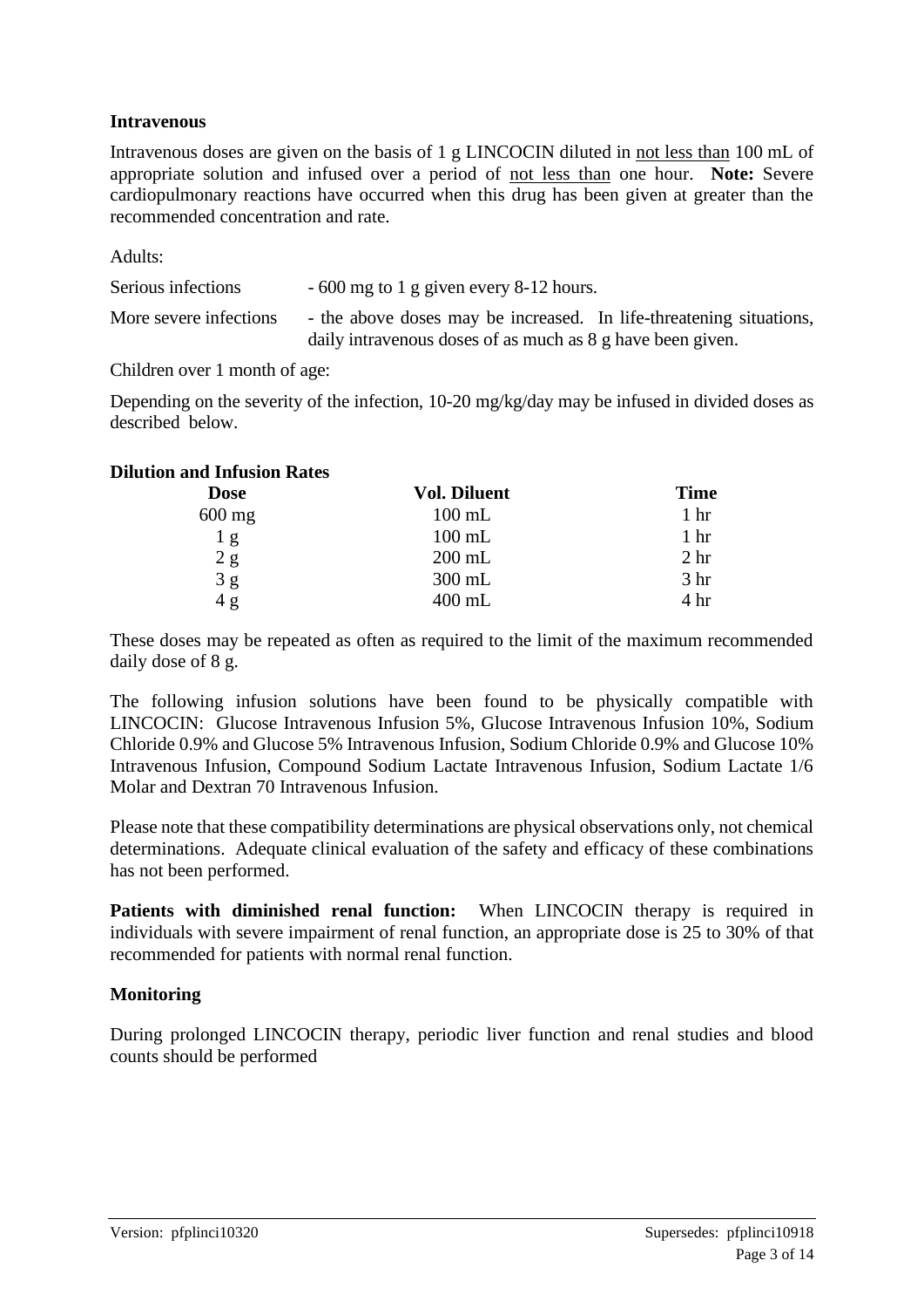**Intravenous**

Intravenous doses are given on the basis of 1 g LINCOCIN diluted in not less than 100 mL of appropriate solution and infused over a period of not less than one hour. **Note:** Severe cardiopulmonary reactions have occurred when this drug has been given at greater than the recommended concentration and rate.

Adults:

Serious infections - 600 mg to 1 g given every 8-12 hours.

More severe infections - the above doses may be increased. In life-threatening situations, daily intravenous doses of as much as 8 g have been given.

Children over 1 month of age:

Depending on the severity of the infection, 10-20 mg/kg/day may be infused in divided doses as described below.

**Dilution and Infusion Rates**

| Dose | Vol. Diluent | Time |
|---|---|---|
| 600 mg | 100 mL | 1 hr |
| 1 g | 100 mL | 1 hr |
| 2 g | 200 mL | 2 hr |
| 3 g | 300 mL | 3 hr |
| 4 g | 400 mL | 4 hr |

These doses may be repeated as often as required to the limit of the maximum recommended daily dose of 8 g.

The following infusion solutions have been found to be physically compatible with LINCOCIN: Glucose Intravenous Infusion 5%, Glucose Intravenous Infusion 10%, Sodium Chloride 0.9% and Glucose 5% Intravenous Infusion, Sodium Chloride 0.9% and Glucose 10% Intravenous Infusion, Compound Sodium Lactate Intravenous Infusion, Sodium Lactate 1/6 Molar and Dextran 70 Intravenous Infusion.

Please note that these compatibility determinations are physical observations only, not chemical determinations. Adequate clinical evaluation of the safety and efficacy of these combinations has not been performed.

**Patients with diminished renal function:** When LINCOCIN therapy is required in individuals with severe impairment of renal function, an appropriate dose is 25 to 30% of that recommended for patients with normal renal function.

**Monitoring**

During prolonged LINCOCIN therapy, periodic liver function and renal studies and blood counts should be performed

Version: pfplinci10320 Supersedes: pfplinci10918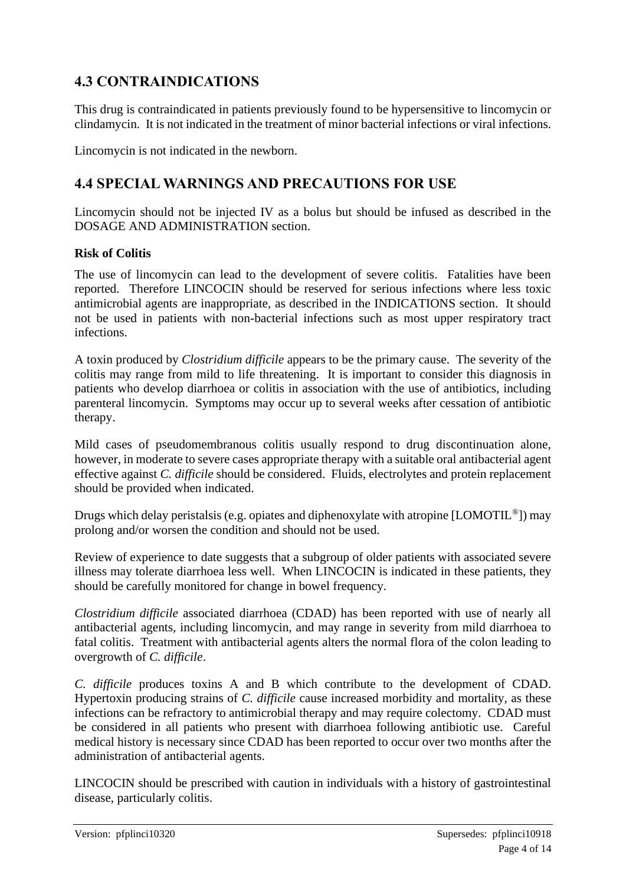## 4.3 CONTRAINDICATIONS

This drug is contraindicated in patients previously found to be hypersensitive to lincomycin or clindamycin. It is not indicated in the treatment of minor bacterial infections or viral infections.

Lincomycin is not indicated in the newborn.

## 4.4 SPECIAL WARNINGS AND PRECAUTIONS FOR USE

Lincomycin should not be injected IV as a bolus but should be infused as described in the DOSAGE AND ADMINISTRATION section.

**Risk of Colitis**

The use of lincomycin can lead to the development of severe colitis. Fatalities have been reported. Therefore LINCOCIN should be reserved for serious infections where less toxic antimicrobial agents are inappropriate, as described in the INDICATIONS section. It should not be used in patients with non-bacterial infections such as most upper respiratory tract infections.

A toxin produced by *Clostridium difficile* appears to be the primary cause. The severity of the colitis may range from mild to life threatening. It is important to consider this diagnosis in patients who develop diarrhoea or colitis in association with the use of antibiotics, including parenteral lincomycin. Symptoms may occur up to several weeks after cessation of antibiotic therapy.

Mild cases of pseudomembranous colitis usually respond to drug discontinuation alone, however, in moderate to severe cases appropriate therapy with a suitable oral antibacterial agent effective against *C. difficile* should be considered. Fluids, electrolytes and protein replacement should be provided when indicated.

Drugs which delay peristalsis (e.g. opiates and diphenoxylate with atropine [LOMOTIL®]) may prolong and/or worsen the condition and should not be used.

Review of experience to date suggests that a subgroup of older patients with associated severe illness may tolerate diarrhoea less well. When LINCOCIN is indicated in these patients, they should be carefully monitored for change in bowel frequency.

*Clostridium difficile* associated diarrhoea (CDAD) has been reported with use of nearly all antibacterial agents, including lincomycin, and may range in severity from mild diarrhoea to fatal colitis. Treatment with antibacterial agents alters the normal flora of the colon leading to overgrowth of *C. difficile*.

*C. difficile* produces toxins A and B which contribute to the development of CDAD. Hypertoxin producing strains of *C. difficile* cause increased morbidity and mortality, as these infections can be refractory to antimicrobial therapy and may require colectomy. CDAD must be considered in all patients who present with diarrhoea following antibiotic use. Careful medical history is necessary since CDAD has been reported to occur over two months after the administration of antibacterial agents.

LINCOCIN should be prescribed with caution in individuals with a history of gastrointestinal disease, particularly colitis.

Version: pfplinci10320 Supersedes: pfplinci10918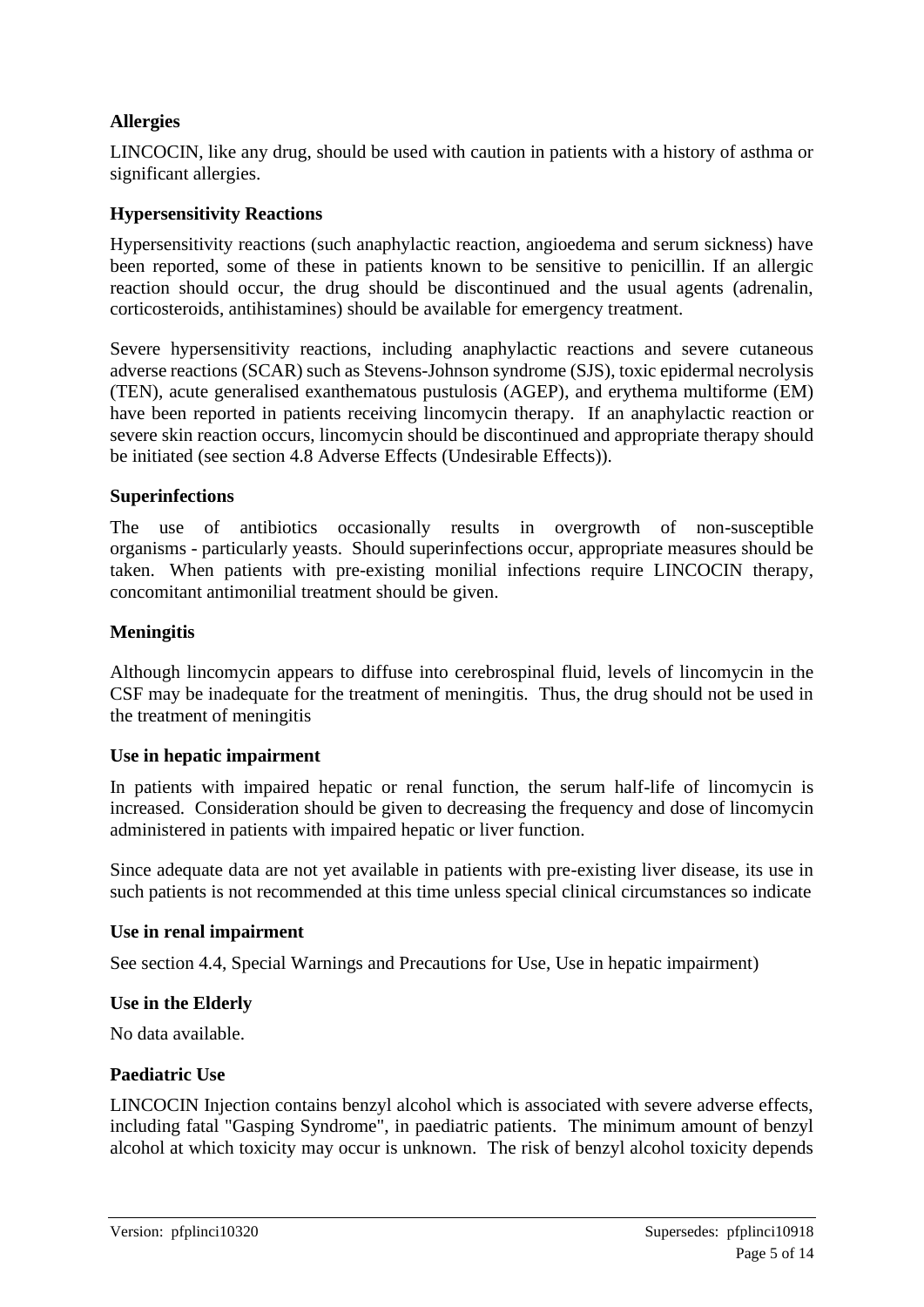**Allergies**

LINCOCIN, like any drug, should be used with caution in patients with a history of asthma or significant allergies.

**Hypersensitivity Reactions**

Hypersensitivity reactions (such anaphylactic reaction, angioedema and serum sickness) have been reported, some of these in patients known to be sensitive to penicillin. If an allergic reaction should occur, the drug should be discontinued and the usual agents (adrenalin, corticosteroids, antihistamines) should be available for emergency treatment.

Severe hypersensitivity reactions, including anaphylactic reactions and severe cutaneous adverse reactions (SCAR) such as Stevens-Johnson syndrome (SJS), toxic epidermal necrolysis (TEN), acute generalised exanthematous pustulosis (AGEP), and erythema multiforme (EM) have been reported in patients receiving lincomycin therapy. If an anaphylactic reaction or severe skin reaction occurs, lincomycin should be discontinued and appropriate therapy should be initiated (see section 4.8 Adverse Effects (Undesirable Effects)).

**Superinfections**

The use of antibiotics occasionally results in overgrowth of non-susceptible organisms - particularly yeasts. Should superinfections occur, appropriate measures should be taken. When patients with pre-existing monilial infections require LINCOCIN therapy, concomitant antimonilial treatment should be given.

**Meningitis**

Although lincomycin appears to diffuse into cerebrospinal fluid, levels of lincomycin in the CSF may be inadequate for the treatment of meningitis. Thus, the drug should not be used in the treatment of meningitis

**Use in hepatic impairment**

In patients with impaired hepatic or renal function, the serum half-life of lincomycin is increased. Consideration should be given to decreasing the frequency and dose of lincomycin administered in patients with impaired hepatic or liver function.

Since adequate data are not yet available in patients with pre-existing liver disease, its use in such patients is not recommended at this time unless special clinical circumstances so indicate

**Use in renal impairment**

See section 4.4, Special Warnings and Precautions for Use, Use in hepatic impairment)

**Use in the Elderly**

No data available.

**Paediatric Use**

LINCOCIN Injection contains benzyl alcohol which is associated with severe adverse effects, including fatal "Gasping Syndrome", in paediatric patients. The minimum amount of benzyl alcohol at which toxicity may occur is unknown. The risk of benzyl alcohol toxicity depends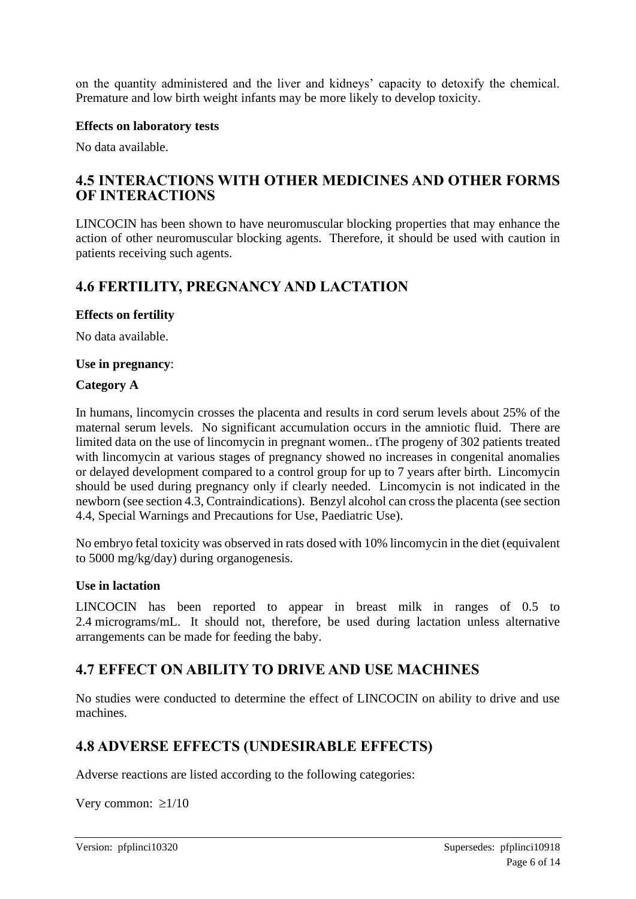on the quantity administered and the liver and kidneys' capacity to detoxify the chemical. Premature and low birth weight infants may be more likely to develop toxicity.

**Effects on laboratory tests**

No data available.

## 4.5 INTERACTIONS WITH OTHER MEDICINES AND OTHER FORMS OF INTERACTIONS

LINCOCIN has been shown to have neuromuscular blocking properties that may enhance the action of other neuromuscular blocking agents. Therefore, it should be used with caution in patients receiving such agents.

## 4.6 FERTILITY, PREGNANCY AND LACTATION

**Effects on fertility**

No data available.

**Use in pregnancy**:

**Category A**

In humans, lincomycin crosses the placenta and results in cord serum levels about 25% of the maternal serum levels. No significant accumulation occurs in the amniotic fluid. There are limited data on the use of lincomycin in pregnant women.. tThe progeny of 302 patients treated with lincomycin at various stages of pregnancy showed no increases in congenital anomalies or delayed development compared to a control group for up to 7 years after birth. Lincomycin should be used during pregnancy only if clearly needed. Lincomycin is not indicated in the newborn (see section 4.3, Contraindications). Benzyl alcohol can cross the placenta (see section 4.4, Special Warnings and Precautions for Use, Paediatric Use).

No embryo fetal toxicity was observed in rats dosed with 10% lincomycin in the diet (equivalent to 5000 mg/kg/day) during organogenesis.

**Use in lactation**

LINCOCIN has been reported to appear in breast milk in ranges of 0.5 to 2.4 micrograms/mL. It should not, therefore, be used during lactation unless alternative arrangements can be made for feeding the baby.

## 4.7 EFFECT ON ABILITY TO DRIVE AND USE MACHINES

No studies were conducted to determine the effect of LINCOCIN on ability to drive and use machines.

## 4.8 ADVERSE EFFECTS (UNDESIRABLE EFFECTS)

Adverse reactions are listed according to the following categories:

Very common: ≥1/10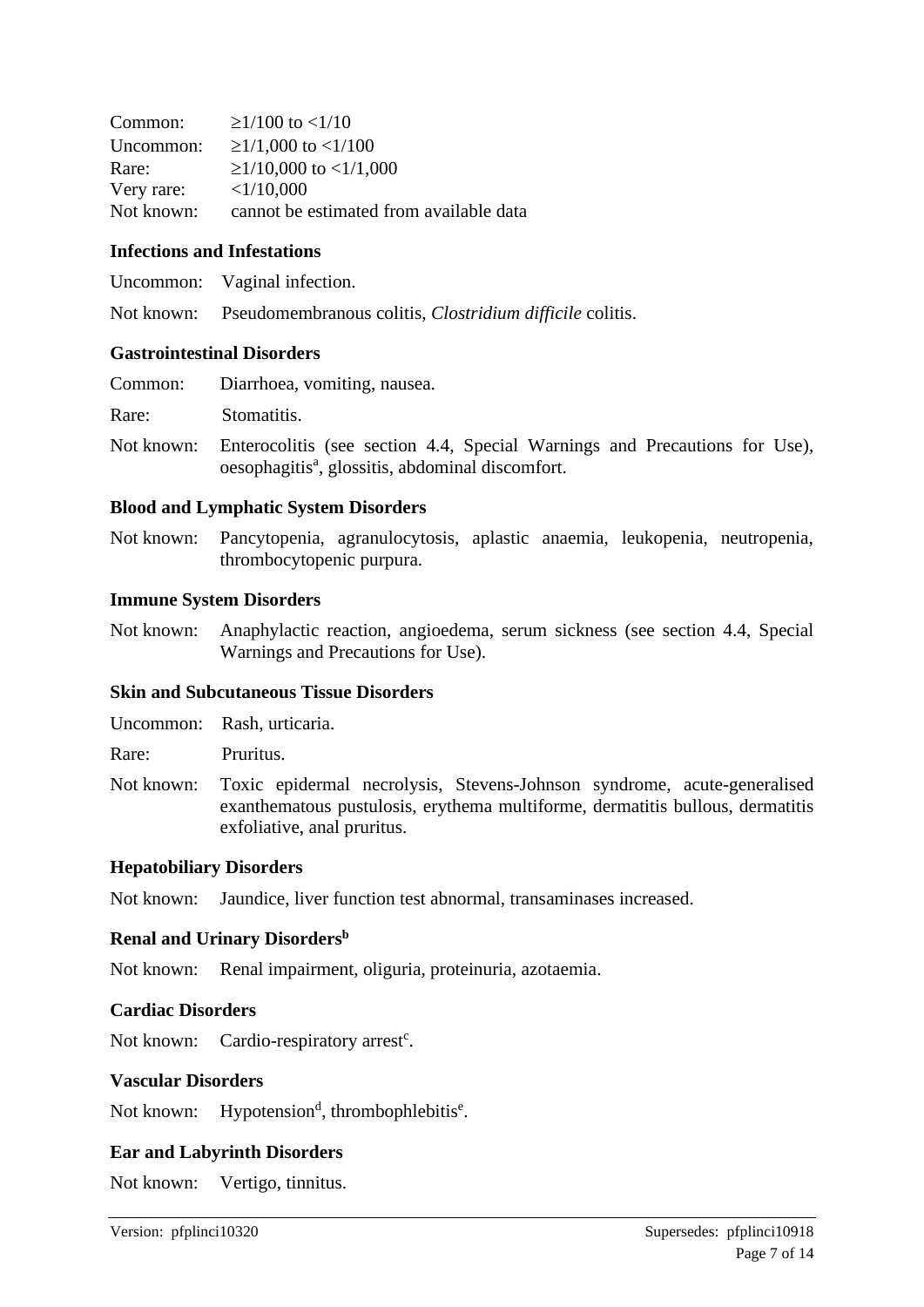Common: ≥1/100 to <1/10
Uncommon: ≥1/1,000 to <1/100
Rare: ≥1/10,000 to <1/1,000
Very rare: <1/10,000
Not known: cannot be estimated from available data

**Infections and Infestations**

Uncommon: Vaginal infection.

Not known: Pseudomembranous colitis, *Clostridium difficile* colitis.

**Gastrointestinal Disorders**

Common: Diarrhoea, vomiting, nausea.

Rare: Stomatitis.

Not known: Enterocolitis (see section 4.4, Special Warnings and Precautions for Use), oesophagitis[a], glossitis, abdominal discomfort.

**Blood and Lymphatic System Disorders**

Not known: Pancytopenia, agranulocytosis, aplastic anaemia, leukopenia, neutropenia, thrombocytopenic purpura.

**Immune System Disorders**

Not known: Anaphylactic reaction, angioedema, serum sickness (see section 4.4, Special Warnings and Precautions for Use).

**Skin and Subcutaneous Tissue Disorders**

Uncommon: Rash, urticaria.

Rare: Pruritus.

Not known: Toxic epidermal necrolysis, Stevens-Johnson syndrome, acute-generalised exanthematous pustulosis, erythema multiforme, dermatitis bullous, dermatitis exfoliative, anal pruritus.

**Hepatobiliary Disorders**

Not known: Jaundice, liver function test abnormal, transaminases increased.

**Renal and Urinary Disorders[b]**

Not known: Renal impairment, oliguria, proteinuria, azotaemia.

**Cardiac Disorders**

Not known: Cardio-respiratory arrest[c].

**Vascular Disorders**

Not known: Hypotension[d], thrombophlebitis[e].

**Ear and Labyrinth Disorders**

Not known: Vertigo, tinnitus.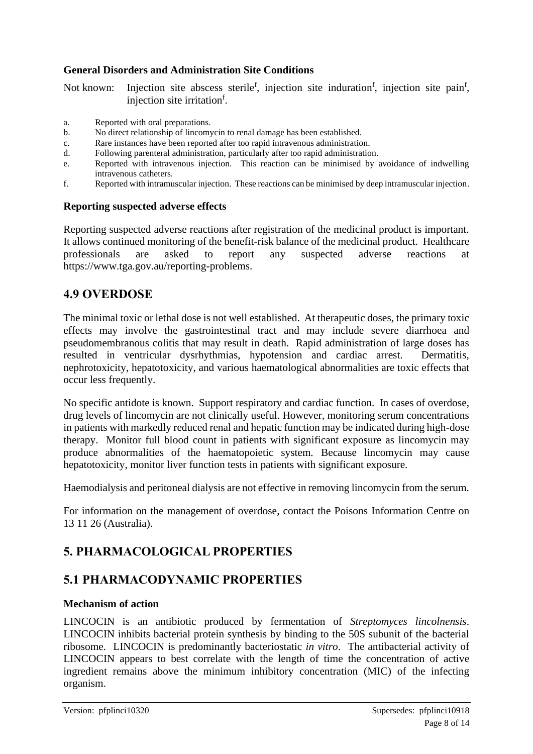**General Disorders and Administration Site Conditions**

Not known: Injection site abscess sterile[f], injection site induration[f], injection site pain[f], injection site irritation[f].

a. Reported with oral preparations.
b. No direct relationship of lincomycin to renal damage has been established.
c. Rare instances have been reported after too rapid intravenous administration.
d. Following parenteral administration, particularly after too rapid administration.
e. Reported with intravenous injection. This reaction can be minimised by avoidance of indwelling intravenous catheters.
f. Reported with intramuscular injection. These reactions can be minimised by deep intramuscular injection.

**Reporting suspected adverse effects**

Reporting suspected adverse reactions after registration of the medicinal product is important. It allows continued monitoring of the benefit-risk balance of the medicinal product. Healthcare professionals are asked to report any suspected adverse reactions at https://www.tga.gov.au/reporting-problems.

## 4.9 OVERDOSE

The minimal toxic or lethal dose is not well established. At therapeutic doses, the primary toxic effects may involve the gastrointestinal tract and may include severe diarrhoea and pseudomembranous colitis that may result in death. Rapid administration of large doses has resulted in ventricular dysrhythmias, hypotension and cardiac arrest. Dermatitis, nephrotoxicity, hepatotoxicity, and various haematological abnormalities are toxic effects that occur less frequently.

No specific antidote is known. Support respiratory and cardiac function. In cases of overdose, drug levels of lincomycin are not clinically useful. However, monitoring serum concentrations in patients with markedly reduced renal and hepatic function may be indicated during high-dose therapy. Monitor full blood count in patients with significant exposure as lincomycin may produce abnormalities of the haematopoietic system. Because lincomycin may cause hepatotoxicity, monitor liver function tests in patients with significant exposure.

Haemodialysis and peritoneal dialysis are not effective in removing lincomycin from the serum.

For information on the management of overdose, contact the Poisons Information Centre on 13 11 26 (Australia).

# 5. PHARMACOLOGICAL PROPERTIES

## 5.1 PHARMACODYNAMIC PROPERTIES

**Mechanism of action**

LINCOCIN is an antibiotic produced by fermentation of *Streptomyces lincolnensis*. LINCOCIN inhibits bacterial protein synthesis by binding to the 50S subunit of the bacterial ribosome. LINCOCIN is predominantly bacteriostatic *in vitro*. The antibacterial activity of LINCOCIN appears to best correlate with the length of time the concentration of active ingredient remains above the minimum inhibitory concentration (MIC) of the infecting organism.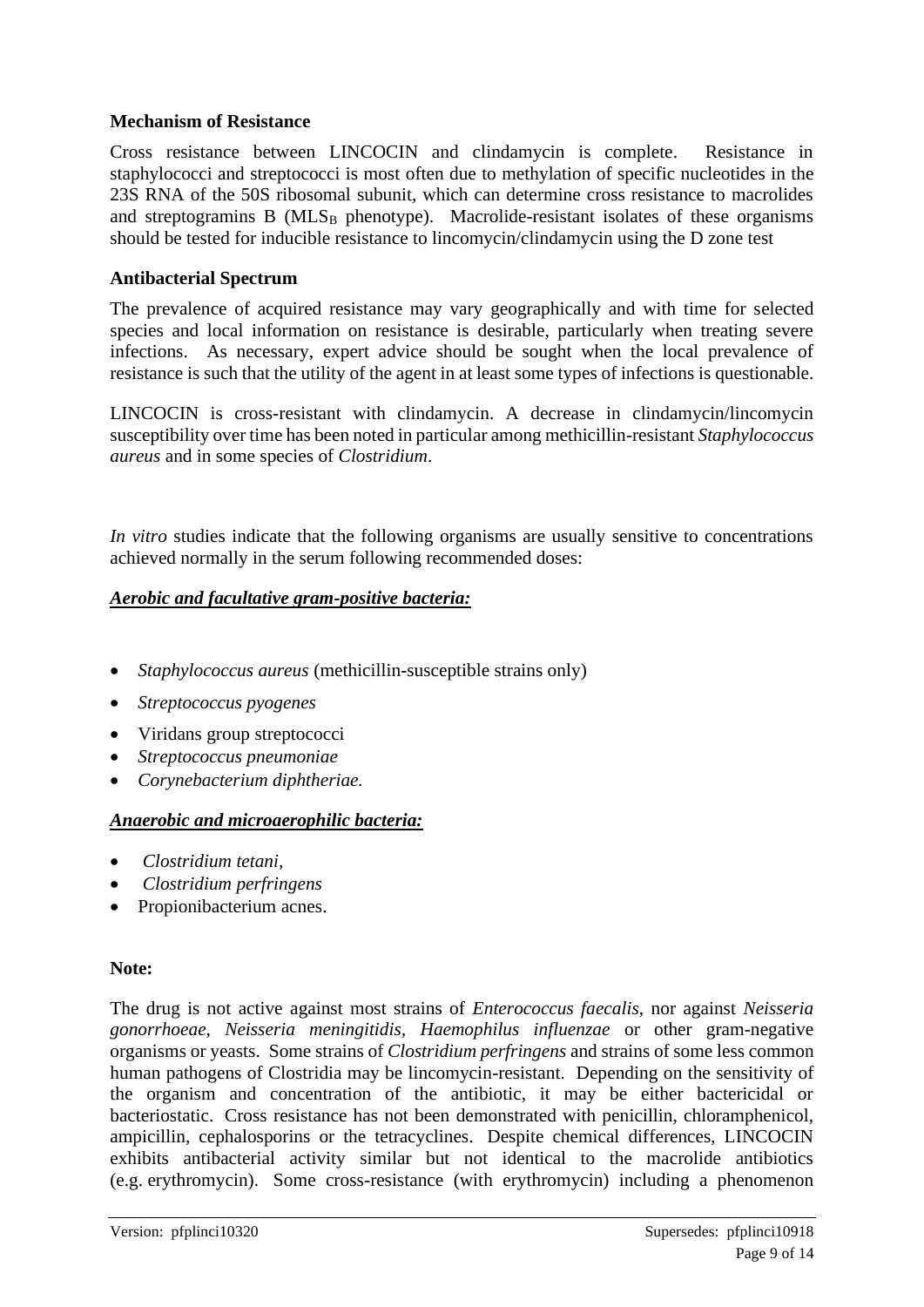**Mechanism of Resistance**

Cross resistance between LINCOCIN and clindamycin is complete. Resistance in staphylococci and streptococci is most often due to methylation of specific nucleotides in the 23S RNA of the 50S ribosomal subunit, which can determine cross resistance to macrolides and streptogramins B ($MLS_B$ phenotype). Macrolide-resistant isolates of these organisms should be tested for inducible resistance to lincomycin/clindamycin using the D zone test

**Antibacterial Spectrum**

The prevalence of acquired resistance may vary geographically and with time for selected species and local information on resistance is desirable, particularly when treating severe infections. As necessary, expert advice should be sought when the local prevalence of resistance is such that the utility of the agent in at least some types of infections is questionable.

LINCOCIN is cross-resistant with clindamycin. A decrease in clindamycin/lincomycin susceptibility over time has been noted in particular among methicillin-resistant *Staphylococcus aureus* and in some species of *Clostridium*.

*In vitro* studies indicate that the following organisms are usually sensitive to concentrations achieved normally in the serum following recommended doses:

***Aerobic and facultative gram-positive bacteria:***

- *Staphylococcus aureus* (methicillin-susceptible strains only)
- *Streptococcus pyogenes*
- Viridans group streptococci
- *Streptococcus pneumoniae*
- *Corynebacterium diphtheriae.*

***Anaerobic and microaerophilic bacteria:***

- *Clostridium tetani,*
- *Clostridium perfringens*
- Propionibacterium acnes.

**Note:**

The drug is not active against most strains of *Enterococcus faecalis*, nor against *Neisseria gonorrhoeae, Neisseria meningitidis, Haemophilus influenzae* or other gram-negative organisms or yeasts. Some strains of *Clostridium perfringens* and strains of some less common human pathogens of Clostridia may be lincomycin-resistant. Depending on the sensitivity of the organism and concentration of the antibiotic, it may be either bactericidal or bacteriostatic. Cross resistance has not been demonstrated with penicillin, chloramphenicol, ampicillin, cephalosporins or the tetracyclines. Despite chemical differences, LINCOCIN exhibits antibacterial activity similar but not identical to the macrolide antibiotics (e.g. erythromycin). Some cross-resistance (with erythromycin) including a phenomenon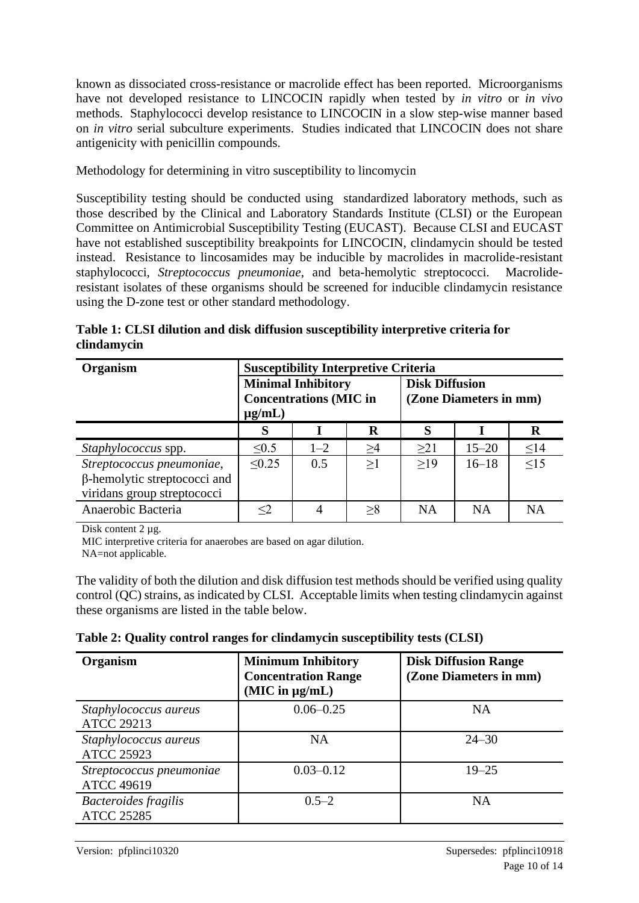known as dissociated cross-resistance or macrolide effect has been reported. Microorganisms have not developed resistance to LINCOCIN rapidly when tested by *in vitro* or *in vivo* methods. Staphylococci develop resistance to LINCOCIN in a slow step-wise manner based on *in vitro* serial subculture experiments. Studies indicated that LINCOCIN does not share antigenicity with penicillin compounds.

Methodology for determining in vitro susceptibility to lincomycin

Susceptibility testing should be conducted using standardized laboratory methods, such as those described by the Clinical and Laboratory Standards Institute (CLSI) or the European Committee on Antimicrobial Susceptibility Testing (EUCAST). Because CLSI and EUCAST have not established susceptibility breakpoints for LINCOCIN, clindamycin should be tested instead. Resistance to lincosamides may be inducible by macrolides in macrolide-resistant staphylococci, *Streptococcus pneumoniae*, and beta-hemolytic streptococci. Macrolide-resistant isolates of these organisms should be screened for inducible clindamycin resistance using the D-zone test or other standard methodology.

**Table 1: CLSI dilution and disk diffusion susceptibility interpretive criteria for clindamycin**

| Organism | Susceptibility Interpretive Criteria | | | | | |
|---|---|---|---|---|---|---|
| | Minimal Inhibitory Concentrations (MIC in µg/mL) | | | Disk Diffusion (Zone Diameters in mm) | | |
| | S | I | R | S | I | R |
| *Staphylococcus* spp. | ≤0.5 | 1–2 | ≥4 | ≥21 | 15–20 | ≤14 |
| *Streptococcus pneumoniae*, β-hemolytic streptococci and viridans group streptococci | ≤0.25 | 0.5 | ≥1 | ≥19 | 16–18 | ≤15 |
| Anaerobic Bacteria | ≤2 | 4 | ≥8 | NA | NA | NA |

Disk content 2 µg.
MIC interpretive criteria for anaerobes are based on agar dilution.
NA=not applicable.

The validity of both the dilution and disk diffusion test methods should be verified using quality control (QC) strains, as indicated by CLSI. Acceptable limits when testing clindamycin against these organisms are listed in the table below.

**Table 2: Quality control ranges for clindamycin susceptibility tests (CLSI)**

| Organism | Minimum Inhibitory Concentration Range (MIC in µg/mL) | Disk Diffusion Range (Zone Diameters in mm) |
|---|---|---|
| *Staphylococcus aureus* ATCC 29213 | 0.06–0.25 | NA |
| *Staphylococcus aureus* ATCC 25923 | NA | 24–30 |
| *Streptococcus pneumoniae* ATCC 49619 | 0.03–0.12 | 19–25 |
| *Bacteroides fragilis* ATCC 25285 | 0.5–2 | NA |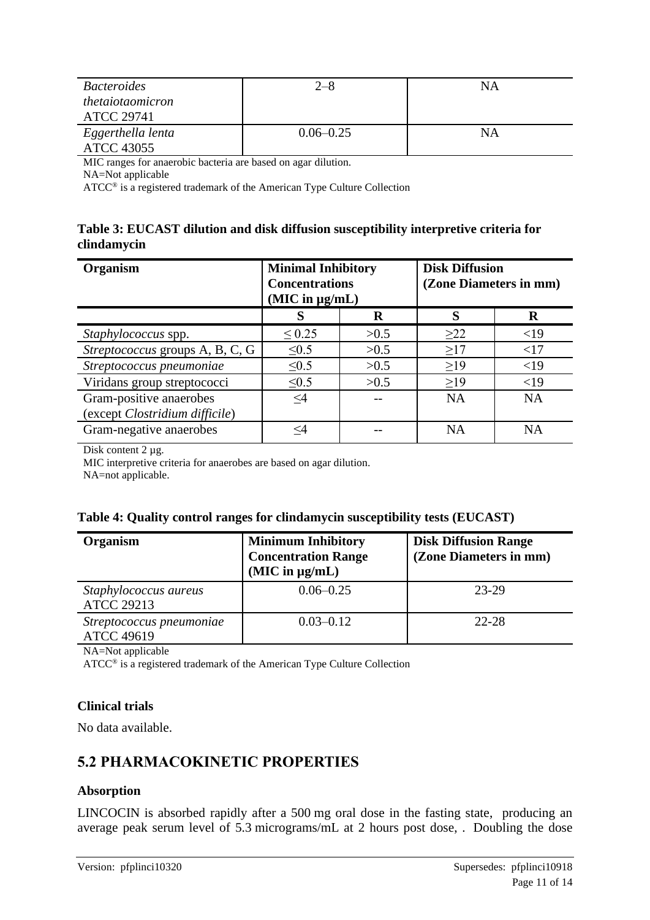| *Bacteroides thetaiotaomicron* ATCC 29741 | 2–8 | NA |
|---|---|---|
| *Eggerthella lenta* ATCC 43055 | 0.06–0.25 | NA |

MIC ranges for anaerobic bacteria are based on agar dilution.
NA=Not applicable
ATCC® is a registered trademark of the American Type Culture Collection

**Table 3: EUCAST dilution and disk diffusion susceptibility interpretive criteria for clindamycin**

| Organism | Minimal Inhibitory Concentrations (MIC in µg/mL) | | Disk Diffusion (Zone Diameters in mm) | |
|---|---|---|---|---|
| | S | R | S | R |
| *Staphylococcus* spp. | ≤ 0.25 | >0.5 | ≥22 | <19 |
| *Streptococcus* groups A, B, C, G | ≤0.5 | >0.5 | ≥17 | <17 |
| *Streptococcus pneumoniae* | ≤0.5 | >0.5 | ≥19 | <19 |
| Viridans group streptococci | ≤0.5 | >0.5 | ≥19 | <19 |
| Gram-positive anaerobes (except *Clostridium difficile*) | ≤4 | -- | NA | NA |
| Gram-negative anaerobes | ≤4 | -- | NA | NA |

Disk content 2 µg.
MIC interpretive criteria for anaerobes are based on agar dilution.
NA=not applicable.

**Table 4: Quality control ranges for clindamycin susceptibility tests (EUCAST)**

| Organism | Minimum Inhibitory Concentration Range (MIC in µg/mL) | Disk Diffusion Range (Zone Diameters in mm) |
|---|---|---|
| *Staphylococcus aureus* ATCC 29213 | 0.06–0.25 | 23-29 |
| *Streptococcus pneumoniae* ATCC 49619 | 0.03–0.12 | 22-28 |

NA=Not applicable
ATCC® is a registered trademark of the American Type Culture Collection

### Clinical trials

No data available.

## 5.2 PHARMACOKINETIC PROPERTIES

### Absorption

LINCOCIN is absorbed rapidly after a 500 mg oral dose in the fasting state, producing an average peak serum level of 5.3 micrograms/mL at 2 hours post dose, . Doubling the dose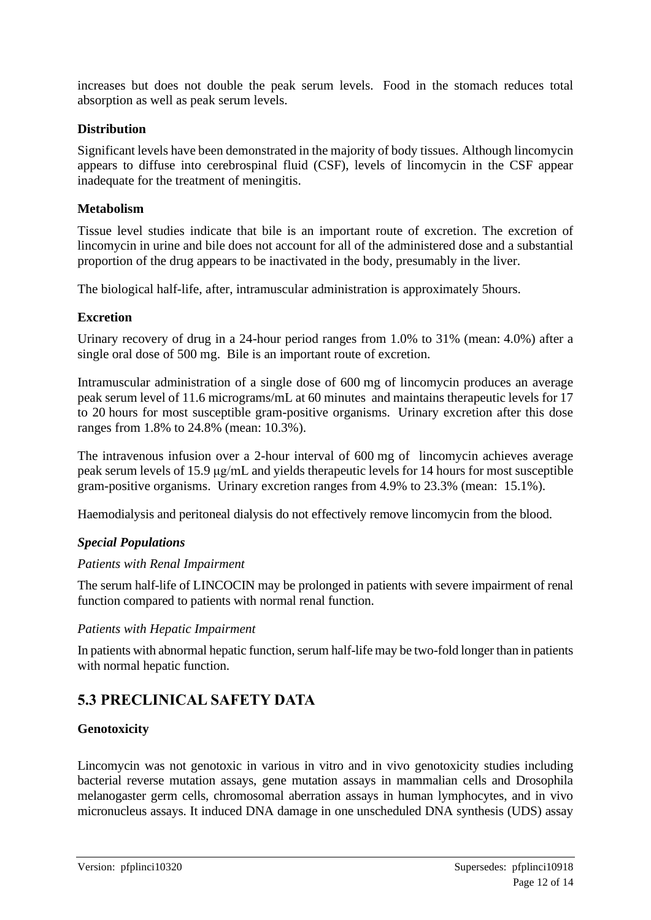increases but does not double the peak serum levels. Food in the stomach reduces total absorption as well as peak serum levels.

**Distribution**

Significant levels have been demonstrated in the majority of body tissues. Although lincomycin appears to diffuse into cerebrospinal fluid (CSF), levels of lincomycin in the CSF appear inadequate for the treatment of meningitis.

**Metabolism**

Tissue level studies indicate that bile is an important route of excretion. The excretion of lincomycin in urine and bile does not account for all of the administered dose and a substantial proportion of the drug appears to be inactivated in the body, presumably in the liver.

The biological half-life, after, intramuscular administration is approximately 5hours.

**Excretion**

Urinary recovery of drug in a 24-hour period ranges from 1.0% to 31% (mean: 4.0%) after a single oral dose of 500 mg. Bile is an important route of excretion.

Intramuscular administration of a single dose of 600 mg of lincomycin produces an average peak serum level of 11.6 micrograms/mL at 60 minutes and maintains therapeutic levels for 17 to 20 hours for most susceptible gram-positive organisms. Urinary excretion after this dose ranges from 1.8% to 24.8% (mean: 10.3%).

The intravenous infusion over a 2-hour interval of 600 mg of lincomycin achieves average peak serum levels of 15.9 μg/mL and yields therapeutic levels for 14 hours for most susceptible gram-positive organisms. Urinary excretion ranges from 4.9% to 23.3% (mean: 15.1%).

Haemodialysis and peritoneal dialysis do not effectively remove lincomycin from the blood.

***Special Populations***

*Patients with Renal Impairment*

The serum half-life of LINCOCIN may be prolonged in patients with severe impairment of renal function compared to patients with normal renal function.

*Patients with Hepatic Impairment*

In patients with abnormal hepatic function, serum half-life may be two-fold longer than in patients with normal hepatic function.

## 5.3 PRECLINICAL SAFETY DATA

**Genotoxicity**

Lincomycin was not genotoxic in various in vitro and in vivo genotoxicity studies including bacterial reverse mutation assays, gene mutation assays in mammalian cells and Drosophila melanogaster germ cells, chromosomal aberration assays in human lymphocytes, and in vivo micronucleus assays. It induced DNA damage in one unscheduled DNA synthesis (UDS) assay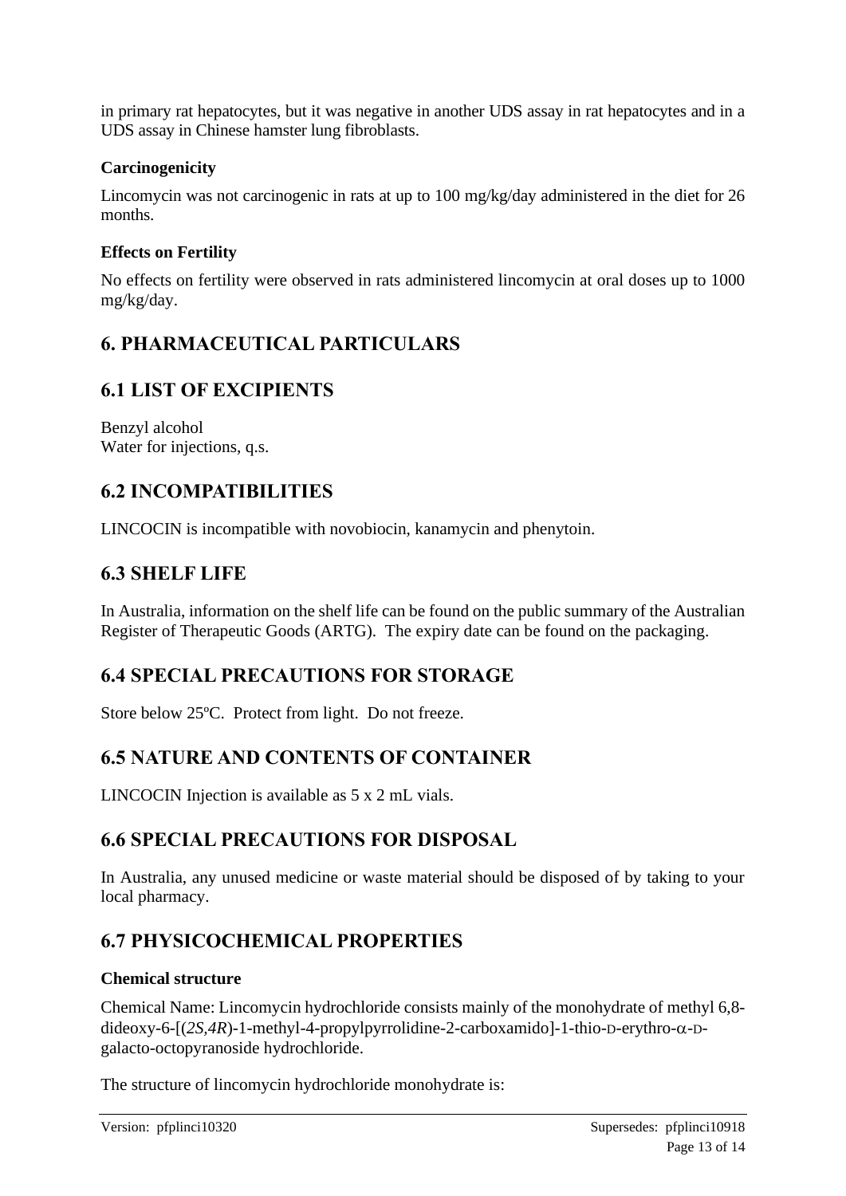in primary rat hepatocytes, but it was negative in another UDS assay in rat hepatocytes and in a UDS assay in Chinese hamster lung fibroblasts.

**Carcinogenicity**

Lincomycin was not carcinogenic in rats at up to 100 mg/kg/day administered in the diet for 26 months.

**Effects on Fertility**

No effects on fertility were observed in rats administered lincomycin at oral doses up to 1000 mg/kg/day.

# 6. PHARMACEUTICAL PARTICULARS

## 6.1 LIST OF EXCIPIENTS

Benzyl alcohol
Water for injections, q.s.

## 6.2 INCOMPATIBILITIES

LINCOCIN is incompatible with novobiocin, kanamycin and phenytoin.

## 6.3 SHELF LIFE

In Australia, information on the shelf life can be found on the public summary of the Australian Register of Therapeutic Goods (ARTG). The expiry date can be found on the packaging.

## 6.4 SPECIAL PRECAUTIONS FOR STORAGE

Store below 25ºC. Protect from light. Do not freeze.

## 6.5 NATURE AND CONTENTS OF CONTAINER

LINCOCIN Injection is available as 5 x 2 mL vials.

## 6.6 SPECIAL PRECAUTIONS FOR DISPOSAL

In Australia, any unused medicine or waste material should be disposed of by taking to your local pharmacy.

## 6.7 PHYSICOCHEMICAL PROPERTIES

**Chemical structure**

Chemical Name: Lincomycin hydrochloride consists mainly of the monohydrate of methyl 6,8-dideoxy-6-[(*2S,4R*)-1-methyl-4-propylpyrrolidine-2-carboxamido]-1-thio-D-erythro-α-D-galacto-octopyranoside hydrochloride.

The structure of lincomycin hydrochloride monohydrate is: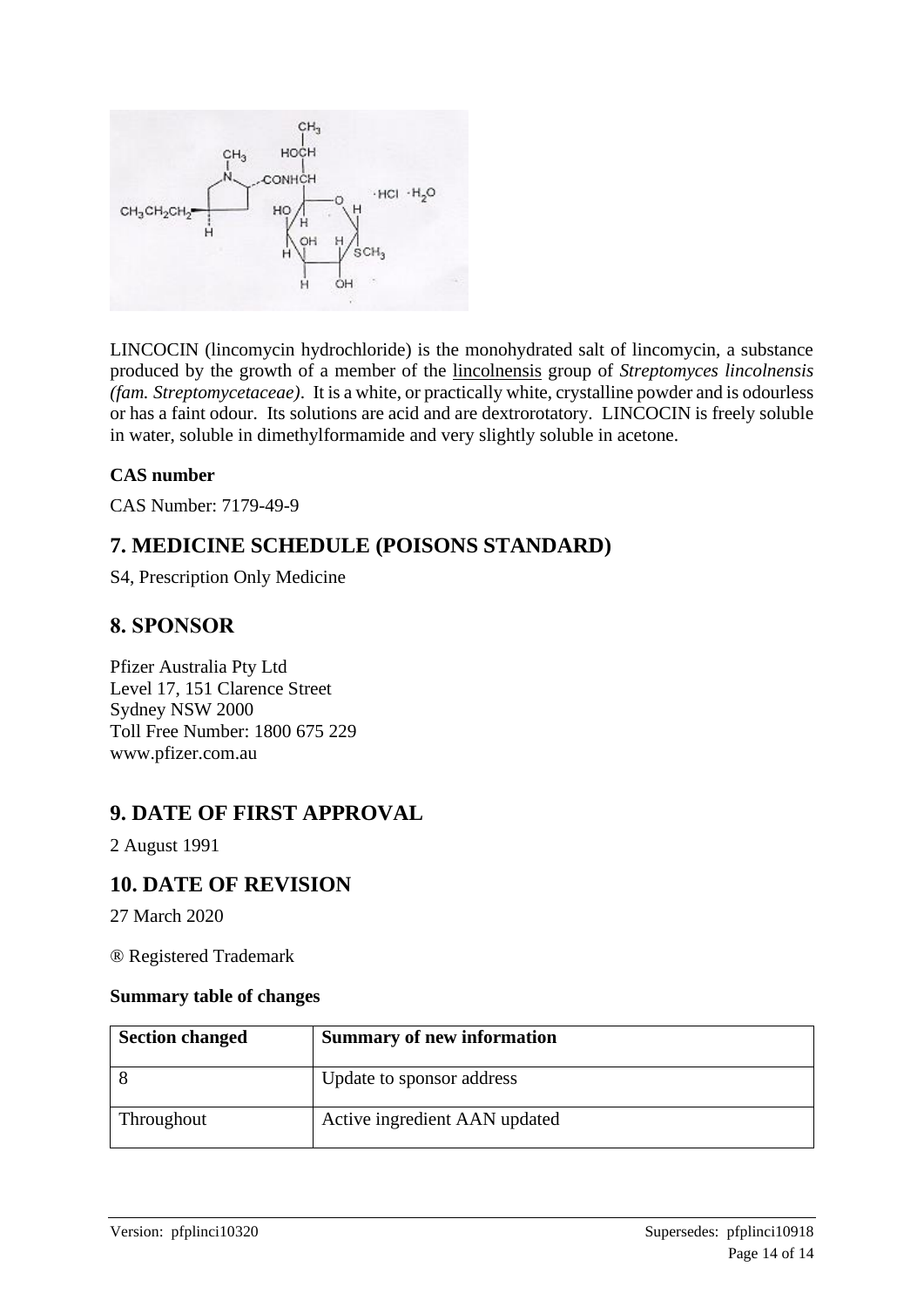LINCOCIN (lincomycin hydrochloride) is the monohydrated salt of lincomycin, a substance produced by the growth of a member of the lincolnensis group of *Streptomyces lincolnensis (fam. Streptomycetaceae)*. It is a white, or practically white, crystalline powder and is odourless or has a faint odour. Its solutions are acid and are dextrorotatory. LINCOCIN is freely soluble in water, soluble in dimethylformamide and very slightly soluble in acetone.

**CAS number**

CAS Number: 7179-49-9

## 7. MEDICINE SCHEDULE (POISONS STANDARD)

S4, Prescription Only Medicine

## 8. SPONSOR

Pfizer Australia Pty Ltd
Level 17, 151 Clarence Street
Sydney NSW 2000
Toll Free Number: 1800 675 229
www.pfizer.com.au

## 9. DATE OF FIRST APPROVAL

2 August 1991

## 10. DATE OF REVISION

27 March 2020

® Registered Trademark

**Summary table of changes**

| Section changed | Summary of new information |
|---|---|
| 8 | Update to sponsor address |
| Throughout | Active ingredient AAN updated |

Version: pfplinci10320 Supersedes: pfplinci10918